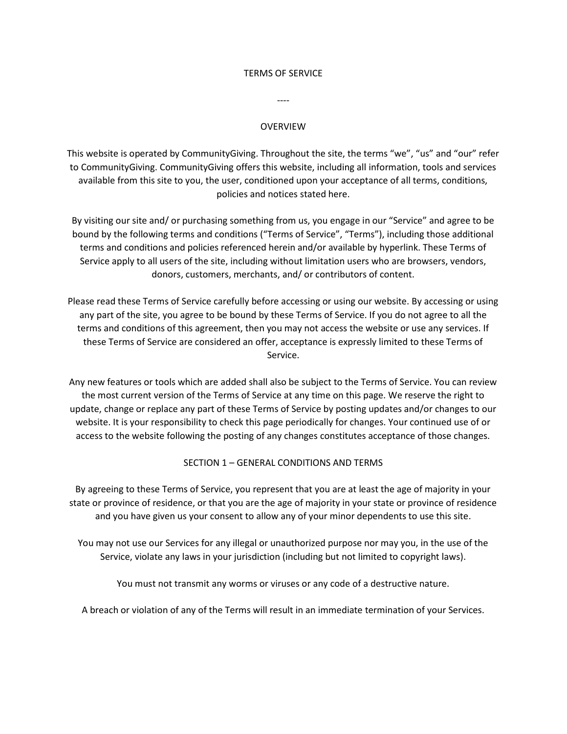# TERMS OF SERVICE

----

## OVERVIEW

This website is operated by CommunityGiving. Throughout the site, the terms “we”, “us” and “our” refer to CommunityGiving. CommunityGiving offers this website, including all information, tools and services available from this site to you, the user, conditioned upon your acceptance of all terms, conditions, policies and notices stated here.

By visiting our site and/ or purchasing something from us, you engage in our “Service” and agree to be bound by the following terms and conditions (“Terms of Service”, “Terms”), including those additional terms and conditions and policies referenced herein and/or available by hyperlink. These Terms of Service apply to all users of the site, including without limitation users who are browsers, vendors, donors, customers, merchants, and/ or contributors of content.

Please read these Terms of Service carefully before accessing or using our website. By accessing or using any part of the site, you agree to be bound by these Terms of Service. If you do not agree to all the terms and conditions of this agreement, then you may not access the website or use any services. If these Terms of Service are considered an offer, acceptance is expressly limited to these Terms of Service.

Any new features or tools which are added shall also be subject to the Terms of Service. You can review the most current version of the Terms of Service at any time on this page. We reserve the right to update, change or replace any part of these Terms of Service by posting updates and/or changes to our website. It is your responsibility to check this page periodically for changes. Your continued use of or access to the website following the posting of any changes constitutes acceptance of those changes.

## SECTION 1 – GENERAL CONDITIONS AND TERMS

By agreeing to these Terms of Service, you represent that you are at least the age of majority in your state or province of residence, or that you are the age of majority in your state or province of residence and you have given us your consent to allow any of your minor dependents to use this site.

You may not use our Services for any illegal or unauthorized purpose nor may you, in the use of the Service, violate any laws in your jurisdiction (including but not limited to copyright laws).

You must not transmit any worms or viruses or any code of a destructive nature.

A breach or violation of any of the Terms will result in an immediate termination of your Services.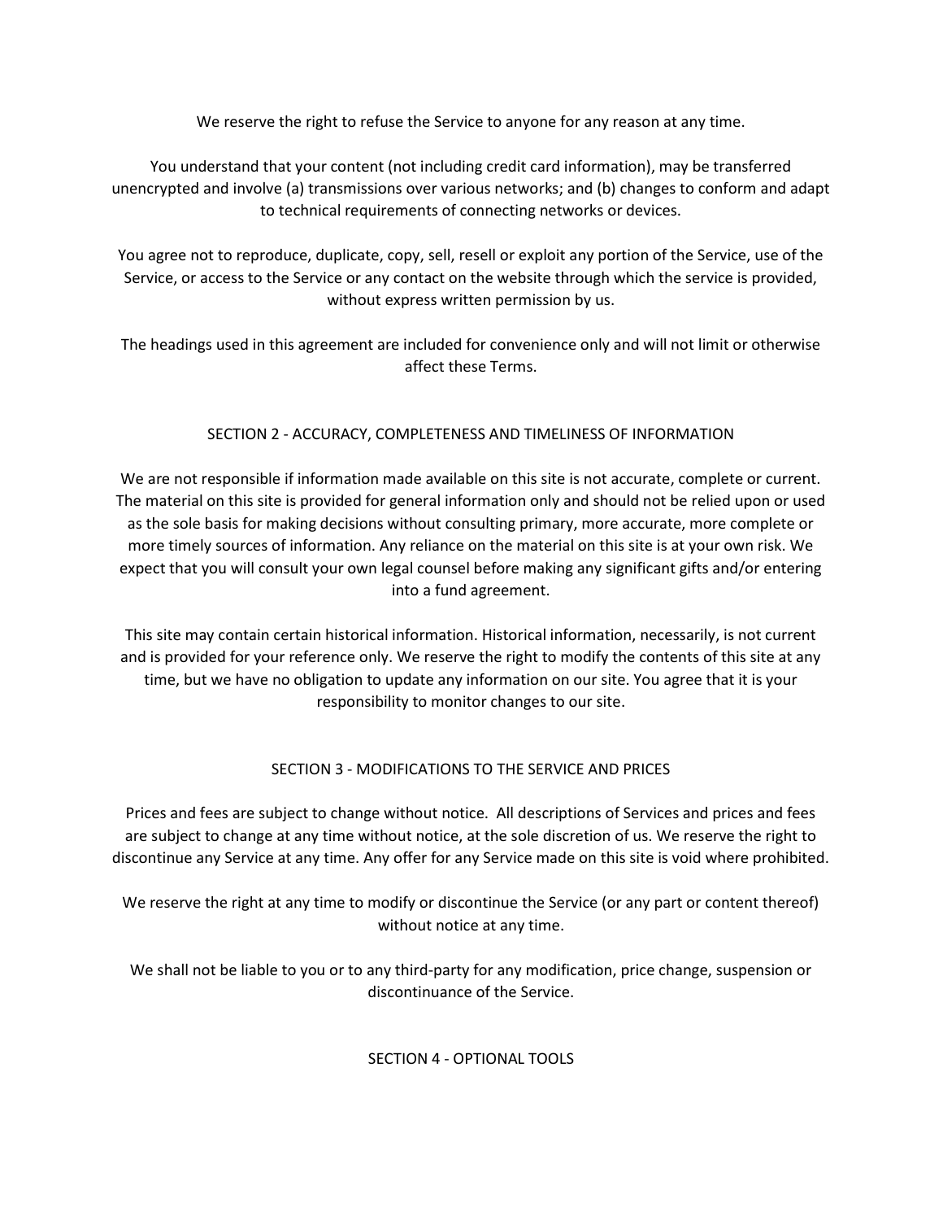We reserve the right to refuse the Service to anyone for any reason at any time.

You understand that your content (not including credit card information), may be transferred unencrypted and involve (a) transmissions over various networks; and (b) changes to conform and adapt to technical requirements of connecting networks or devices.

You agree not to reproduce, duplicate, copy, sell, resell or exploit any portion of the Service, use of the Service, or access to the Service or any contact on the website through which the service is provided, without express written permission by us.

The headings used in this agreement are included for convenience only and will not limit or otherwise affect these Terms.

## SECTION 2 - ACCURACY, COMPLETENESS AND TIMELINESS OF INFORMATION

We are not responsible if information made available on this site is not accurate, complete or current. The material on this site is provided for general information only and should not be relied upon or used as the sole basis for making decisions without consulting primary, more accurate, more complete or more timely sources of information. Any reliance on the material on this site is at your own risk. We expect that you will consult your own legal counsel before making any significant gifts and/or entering into a fund agreement.

This site may contain certain historical information. Historical information, necessarily, is not current and is provided for your reference only. We reserve the right to modify the contents of this site at any time, but we have no obligation to update any information on our site. You agree that it is your responsibility to monitor changes to our site.

## SECTION 3 - MODIFICATIONS TO THE SERVICE AND PRICES

Prices and fees are subject to change without notice. All descriptions of Services and prices and fees are subject to change at any time without notice, at the sole discretion of us. We reserve the right to discontinue any Service at any time. Any offer for any Service made on this site is void where prohibited.

We reserve the right at any time to modify or discontinue the Service (or any part or content thereof) without notice at any time.

We shall not be liable to you or to any third-party for any modification, price change, suspension or discontinuance of the Service.

## SECTION 4 - OPTIONAL TOOLS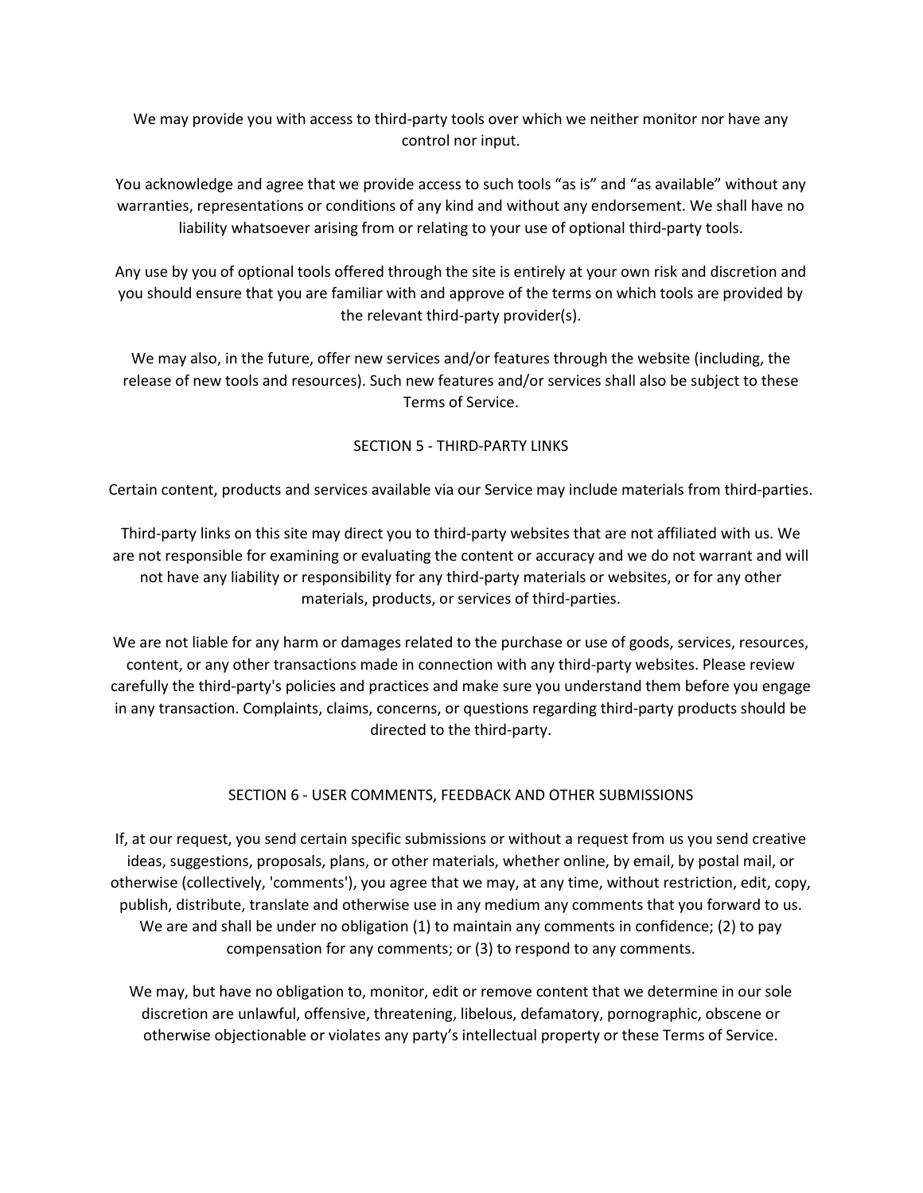We may provide you with access to third-party tools over which we neither monitor nor have any control nor input.

You acknowledge and agree that we provide access to such tools "as is" and "as available" without any warranties, representations or conditions of any kind and without any endorsement. We shall have no liability whatsoever arising from or relating to your use of optional third-party tools.

Any use by you of optional tools offered through the site is entirely at your own risk and discretion and you should ensure that you are familiar with and approve of the terms on which tools are provided by the relevant third-party provider(s).

We may also, in the future, offer new services and/or features through the website (including, the release of new tools and resources). Such new features and/or services shall also be subject to these Terms of Service.

## SECTION 5 - THIRD-PARTY LINKS

Certain content, products and services available via our Service may include materials from third-parties.

Third-party links on this site may direct you to third-party websites that are not affiliated with us. We are not responsible for examining or evaluating the content or accuracy and we do not warrant and will not have any liability or responsibility for any third-party materials or websites, or for any other materials, products, or services of third-parties.

We are not liable for any harm or damages related to the purchase or use of goods, services, resources, content, or any other transactions made in connection with any third-party websites. Please review carefully the third-party's policies and practices and make sure you understand them before you engage in any transaction. Complaints, claims, concerns, or questions regarding third-party products should be directed to the third-party.

## SECTION 6 - USER COMMENTS, FEEDBACK AND OTHER SUBMISSIONS

If, at our request, you send certain specific submissions or without a request from us you send creative ideas, suggestions, proposals, plans, or other materials, whether online, by email, by postal mail, or otherwise (collectively, 'comments'), you agree that we may, at any time, without restriction, edit, copy, publish, distribute, translate and otherwise use in any medium any comments that you forward to us. We are and shall be under no obligation (1) to maintain any comments in confidence; (2) to pay compensation for any comments; or (3) to respond to any comments.

We may, but have no obligation to, monitor, edit or remove content that we determine in our sole discretion are unlawful, offensive, threatening, libelous, defamatory, pornographic, obscene or otherwise objectionable or violates any party's intellectual property or these Terms of Service.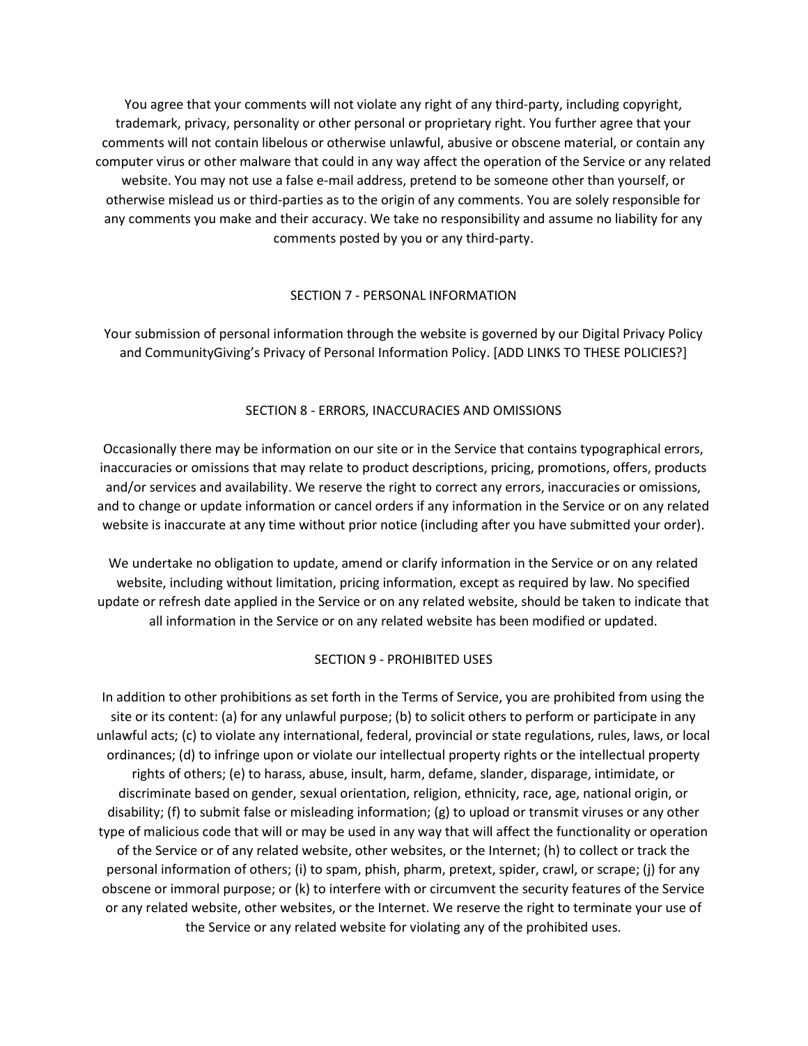You agree that your comments will not violate any right of any third-party, including copyright, trademark, privacy, personality or other personal or proprietary right. You further agree that your comments will not contain libelous or otherwise unlawful, abusive or obscene material, or contain any computer virus or other malware that could in any way affect the operation of the Service or any related website. You may not use a false e-mail address, pretend to be someone other than yourself, or otherwise mislead us or third-parties as to the origin of any comments. You are solely responsible for any comments you make and their accuracy. We take no responsibility and assume no liability for any comments posted by you or any third-party.

## SECTION 7 - PERSONAL INFORMATION

Your submission of personal information through the website is governed by our Digital Privacy Policy and CommunityGiving's Privacy of Personal Information Policy. [ADD LINKS TO THESE POLICIES?]

## SECTION 8 - ERRORS, INACCURACIES AND OMISSIONS

Occasionally there may be information on our site or in the Service that contains typographical errors, inaccuracies or omissions that may relate to product descriptions, pricing, promotions, offers, products and/or services and availability. We reserve the right to correct any errors, inaccuracies or omissions, and to change or update information or cancel orders if any information in the Service or on any related website is inaccurate at any time without prior notice (including after you have submitted your order).

We undertake no obligation to update, amend or clarify information in the Service or on any related website, including without limitation, pricing information, except as required by law. No specified update or refresh date applied in the Service or on any related website, should be taken to indicate that all information in the Service or on any related website has been modified or updated.

## SECTION 9 - PROHIBITED USES

In addition to other prohibitions as set forth in the Terms of Service, you are prohibited from using the site or its content: (a) for any unlawful purpose; (b) to solicit others to perform or participate in any unlawful acts; (c) to violate any international, federal, provincial or state regulations, rules, laws, or local ordinances; (d) to infringe upon or violate our intellectual property rights or the intellectual property rights of others; (e) to harass, abuse, insult, harm, defame, slander, disparage, intimidate, or discriminate based on gender, sexual orientation, religion, ethnicity, race, age, national origin, or disability; (f) to submit false or misleading information; (g) to upload or transmit viruses or any other type of malicious code that will or may be used in any way that will affect the functionality or operation of the Service or of any related website, other websites, or the Internet; (h) to collect or track the personal information of others; (i) to spam, phish, pharm, pretext, spider, crawl, or scrape; (j) for any obscene or immoral purpose; or (k) to interfere with or circumvent the security features of the Service or any related website, other websites, or the Internet. We reserve the right to terminate your use of the Service or any related website for violating any of the prohibited uses.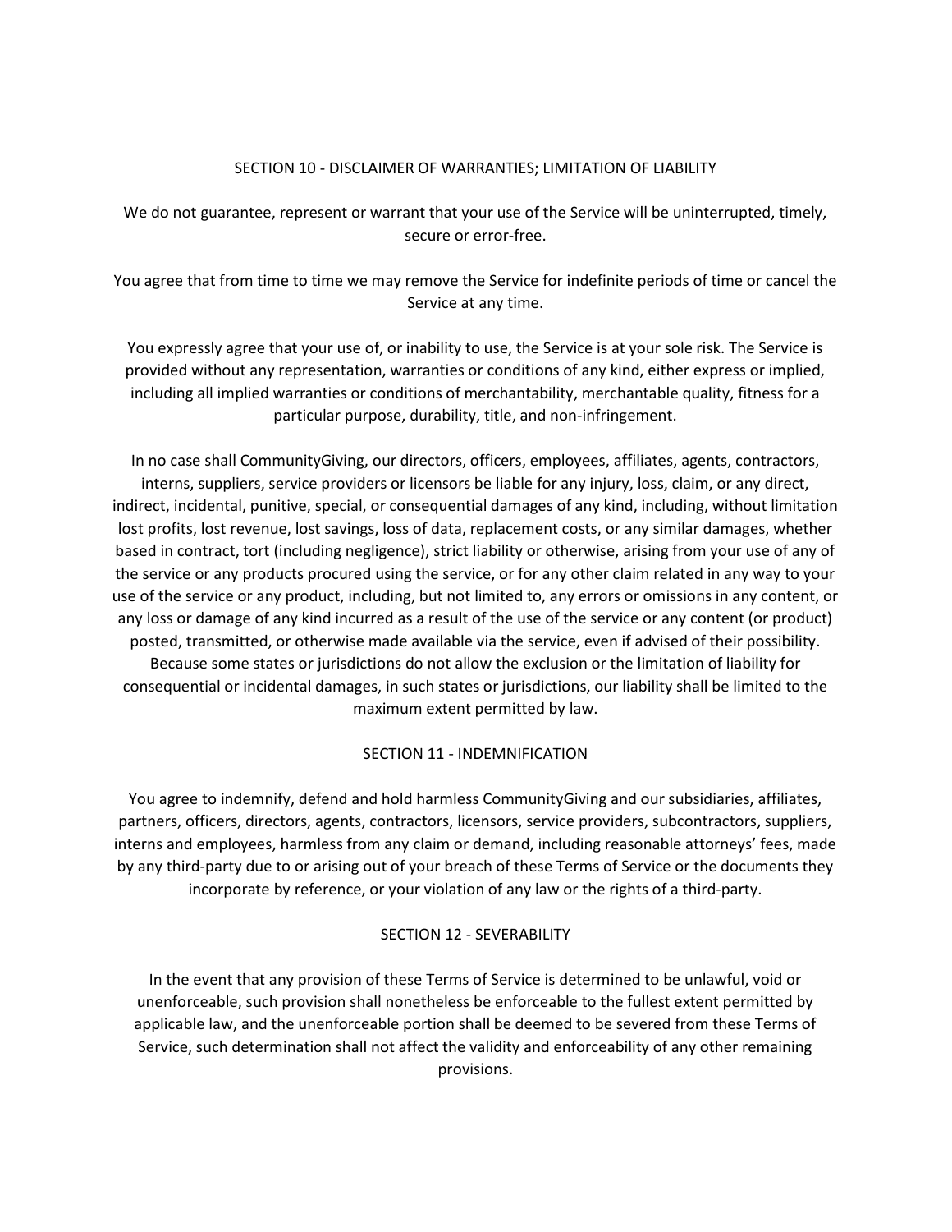## SECTION 10 - DISCLAIMER OF WARRANTIES; LIMITATION OF LIABILITY

We do not guarantee, represent or warrant that your use of the Service will be uninterrupted, timely, secure or error-free.

You agree that from time to time we may remove the Service for indefinite periods of time or cancel the Service at any time.

You expressly agree that your use of, or inability to use, the Service is at your sole risk. The Service is provided without any representation, warranties or conditions of any kind, either express or implied, including all implied warranties or conditions of merchantability, merchantable quality, fitness for a particular purpose, durability, title, and non-infringement.

In no case shall CommunityGiving, our directors, officers, employees, affiliates, agents, contractors, interns, suppliers, service providers or licensors be liable for any injury, loss, claim, or any direct, indirect, incidental, punitive, special, or consequential damages of any kind, including, without limitation lost profits, lost revenue, lost savings, loss of data, replacement costs, or any similar damages, whether based in contract, tort (including negligence), strict liability or otherwise, arising from your use of any of the service or any products procured using the service, or for any other claim related in any way to your use of the service or any product, including, but not limited to, any errors or omissions in any content, or any loss or damage of any kind incurred as a result of the use of the service or any content (or product) posted, transmitted, or otherwise made available via the service, even if advised of their possibility. Because some states or jurisdictions do not allow the exclusion or the limitation of liability for consequential or incidental damages, in such states or jurisdictions, our liability shall be limited to the maximum extent permitted by law.

## SECTION 11 - INDEMNIFICATION

You agree to indemnify, defend and hold harmless CommunityGiving and our subsidiaries, affiliates, partners, officers, directors, agents, contractors, licensors, service providers, subcontractors, suppliers, interns and employees, harmless from any claim or demand, including reasonable attorneys' fees, made by any third-party due to or arising out of your breach of these Terms of Service or the documents they incorporate by reference, or your violation of any law or the rights of a third-party.

## SECTION 12 - SEVERABILITY

In the event that any provision of these Terms of Service is determined to be unlawful, void or unenforceable, such provision shall nonetheless be enforceable to the fullest extent permitted by applicable law, and the unenforceable portion shall be deemed to be severed from these Terms of Service, such determination shall not affect the validity and enforceability of any other remaining provisions.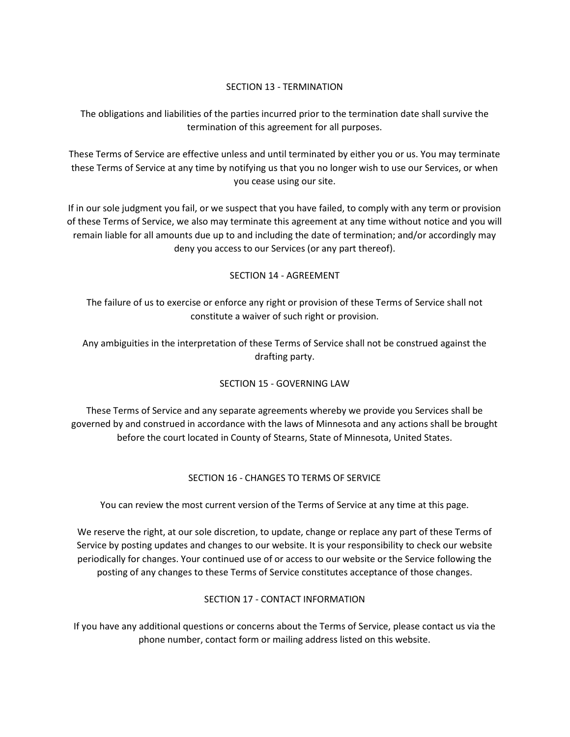## SECTION 13 - TERMINATION

The obligations and liabilities of the parties incurred prior to the termination date shall survive the termination of this agreement for all purposes.

These Terms of Service are effective unless and until terminated by either you or us. You may terminate these Terms of Service at any time by notifying us that you no longer wish to use our Services, or when you cease using our site.

If in our sole judgment you fail, or we suspect that you have failed, to comply with any term or provision of these Terms of Service, we also may terminate this agreement at any time without notice and you will remain liable for all amounts due up to and including the date of termination; and/or accordingly may deny you access to our Services (or any part thereof).

## SECTION 14 - AGREEMENT

The failure of us to exercise or enforce any right or provision of these Terms of Service shall not constitute a waiver of such right or provision.

Any ambiguities in the interpretation of these Terms of Service shall not be construed against the drafting party.

## SECTION 15 - GOVERNING LAW

These Terms of Service and any separate agreements whereby we provide you Services shall be governed by and construed in accordance with the laws of Minnesota and any actions shall be brought before the court located in County of Stearns, State of Minnesota, United States.

## SECTION 16 - CHANGES TO TERMS OF SERVICE

You can review the most current version of the Terms of Service at any time at this page.

We reserve the right, at our sole discretion, to update, change or replace any part of these Terms of Service by posting updates and changes to our website. It is your responsibility to check our website periodically for changes. Your continued use of or access to our website or the Service following the posting of any changes to these Terms of Service constitutes acceptance of those changes.

## SECTION 17 - CONTACT INFORMATION

If you have any additional questions or concerns about the Terms of Service, please contact us via the phone number, contact form or mailing address listed on this website.